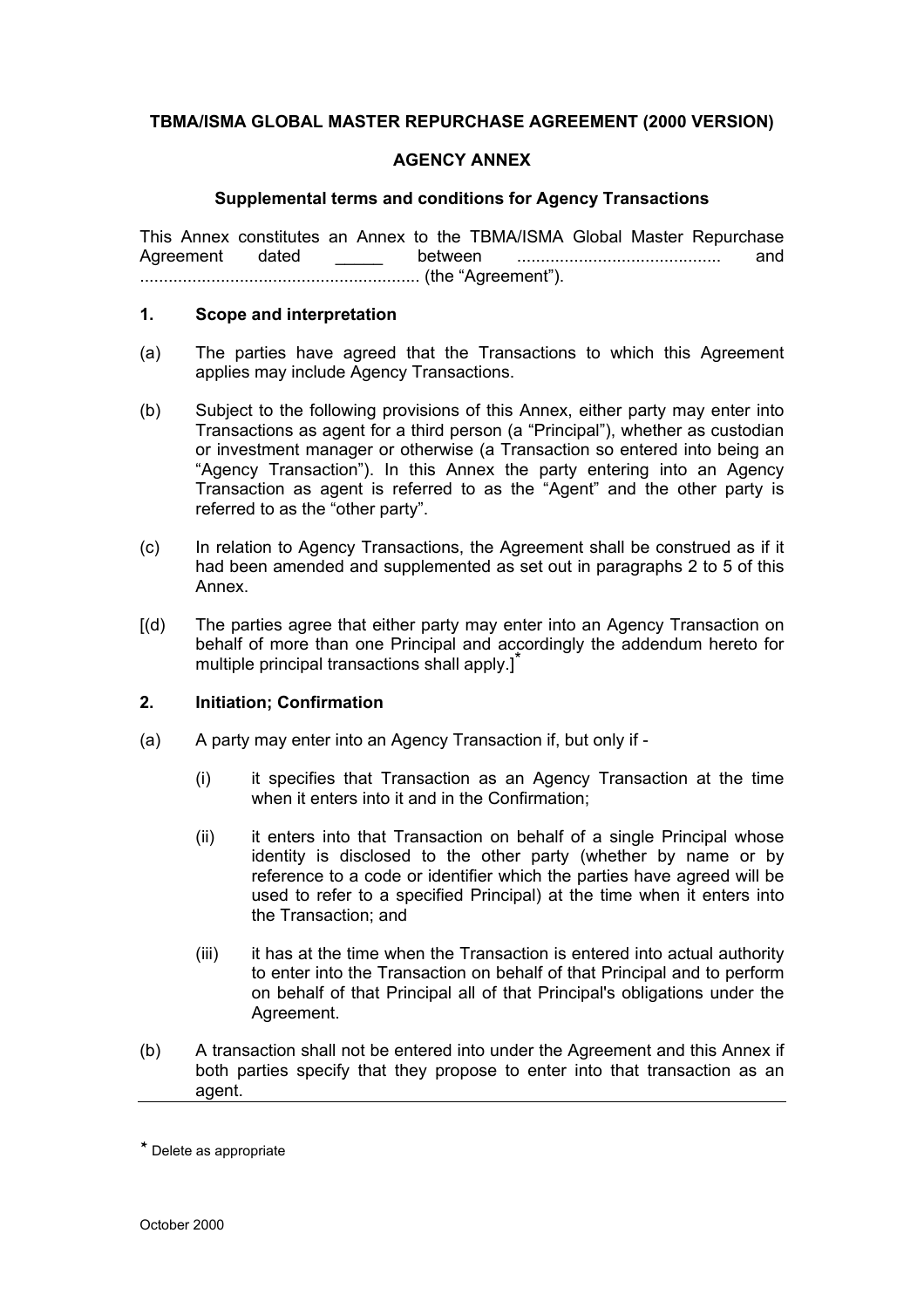**TBMA/ISMA GLOBAL MASTER REPURCHASE AGREEMENT (2000 VERSION)**

**AGENCY ANNEX**

**Supplemental terms and conditions for Agency Transactions**

This Annex constitutes an Annex to the TBMA/ISMA Global Master Repurchase Agreement dated _____ between .......................................... and .......................................................... (the "Agreement").

**1. Scope and interpretation**

(a) The parties have agreed that the Transactions to which this Agreement applies may include Agency Transactions.

(b) Subject to the following provisions of this Annex, either party may enter into Transactions as agent for a third person (a "Principal"), whether as custodian or investment manager or otherwise (a Transaction so entered into being an "Agency Transaction"). In this Annex the party entering into an Agency Transaction as agent is referred to as the "Agent" and the other party is referred to as the "other party".

(c) In relation to Agency Transactions, the Agreement shall be construed as if it had been amended and supplemented as set out in paragraphs 2 to 5 of this Annex.

[(d) The parties agree that either party may enter into an Agency Transaction on behalf of more than one Principal and accordingly the addendum hereto for multiple principal transactions shall apply.]*

**2. Initiation; Confirmation**

(a) A party may enter into an Agency Transaction if, but only if -

(i) it specifies that Transaction as an Agency Transaction at the time when it enters into it and in the Confirmation;

(ii) it enters into that Transaction on behalf of a single Principal whose identity is disclosed to the other party (whether by name or by reference to a code or identifier which the parties have agreed will be used to refer to a specified Principal) at the time when it enters into the Transaction; and

(iii) it has at the time when the Transaction is entered into actual authority to enter into the Transaction on behalf of that Principal and to perform on behalf of that Principal all of that Principal's obligations under the Agreement.

(b) A transaction shall not be entered into under the Agreement and this Annex if both parties specify that they propose to enter into that transaction as an agent.

---

\* Delete as appropriate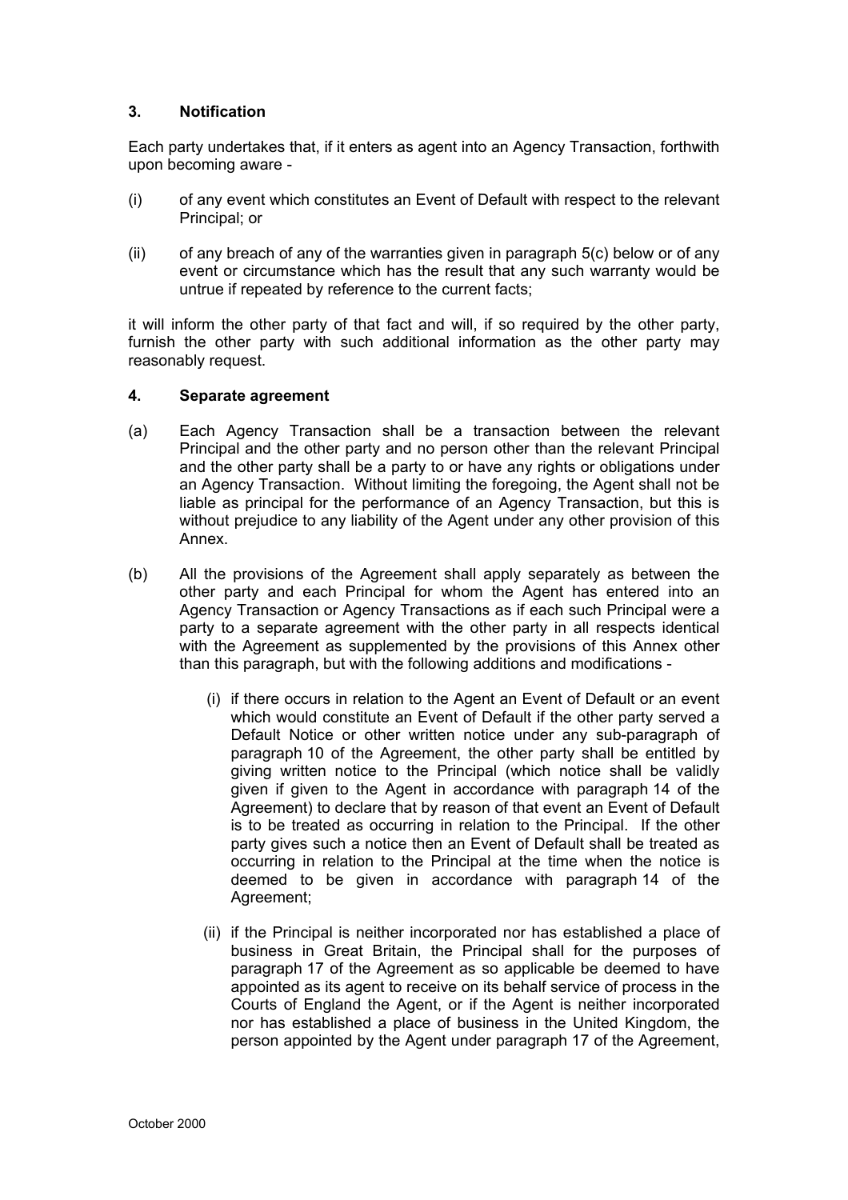### 3. Notification

Each party undertakes that, if it enters as agent into an Agency Transaction, forthwith upon becoming aware -

(i) of any event which constitutes an Event of Default with respect to the relevant Principal; or

(ii) of any breach of any of the warranties given in paragraph 5(c) below or of any event or circumstance which has the result that any such warranty would be untrue if repeated by reference to the current facts;

it will inform the other party of that fact and will, if so required by the other party, furnish the other party with such additional information as the other party may reasonably request.

### 4. Separate agreement

(a) Each Agency Transaction shall be a transaction between the relevant Principal and the other party and no person other than the relevant Principal and the other party shall be a party to or have any rights or obligations under an Agency Transaction. Without limiting the foregoing, the Agent shall not be liable as principal for the performance of an Agency Transaction, but this is without prejudice to any liability of the Agent under any other provision of this Annex.

(b) All the provisions of the Agreement shall apply separately as between the other party and each Principal for whom the Agent has entered into an Agency Transaction or Agency Transactions as if each such Principal were a party to a separate agreement with the other party in all respects identical with the Agreement as supplemented by the provisions of this Annex other than this paragraph, but with the following additions and modifications -

(i) if there occurs in relation to the Agent an Event of Default or an event which would constitute an Event of Default if the other party served a Default Notice or other written notice under any sub-paragraph of paragraph 10 of the Agreement, the other party shall be entitled by giving written notice to the Principal (which notice shall be validly given if given to the Agent in accordance with paragraph 14 of the Agreement) to declare that by reason of that event an Event of Default is to be treated as occurring in relation to the Principal. If the other party gives such a notice then an Event of Default shall be treated as occurring in relation to the Principal at the time when the notice is deemed to be given in accordance with paragraph 14 of the Agreement;

(ii) if the Principal is neither incorporated nor has established a place of business in Great Britain, the Principal shall for the purposes of paragraph 17 of the Agreement as so applicable be deemed to have appointed as its agent to receive on its behalf service of process in the Courts of England the Agent, or if the Agent is neither incorporated nor has established a place of business in the United Kingdom, the person appointed by the Agent under paragraph 17 of the Agreement,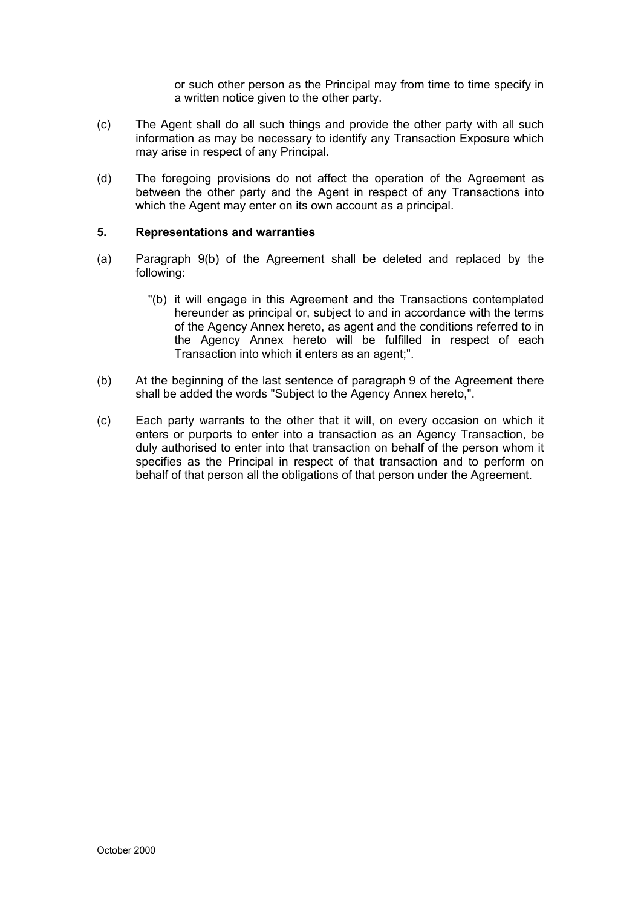or such other person as the Principal may from time to time specify in a written notice given to the other party.

(c) The Agent shall do all such things and provide the other party with all such information as may be necessary to identify any Transaction Exposure which may arise in respect of any Principal.

(d) The foregoing provisions do not affect the operation of the Agreement as between the other party and the Agent in respect of any Transactions into which the Agent may enter on its own account as a principal.

**5. Representations and warranties**

(a) Paragraph 9(b) of the Agreement shall be deleted and replaced by the following:

> "(b) it will engage in this Agreement and the Transactions contemplated hereunder as principal or, subject to and in accordance with the terms of the Agency Annex hereto, as agent and the conditions referred to in the Agency Annex hereto will be fulfilled in respect of each Transaction into which it enters as an agent;".

(b) At the beginning of the last sentence of paragraph 9 of the Agreement there shall be added the words "Subject to the Agency Annex hereto,".

(c) Each party warrants to the other that it will, on every occasion on which it enters or purports to enter into a transaction as an Agency Transaction, be duly authorised to enter into that transaction on behalf of the person whom it specifies as the Principal in respect of that transaction and to perform on behalf of that person all the obligations of that person under the Agreement.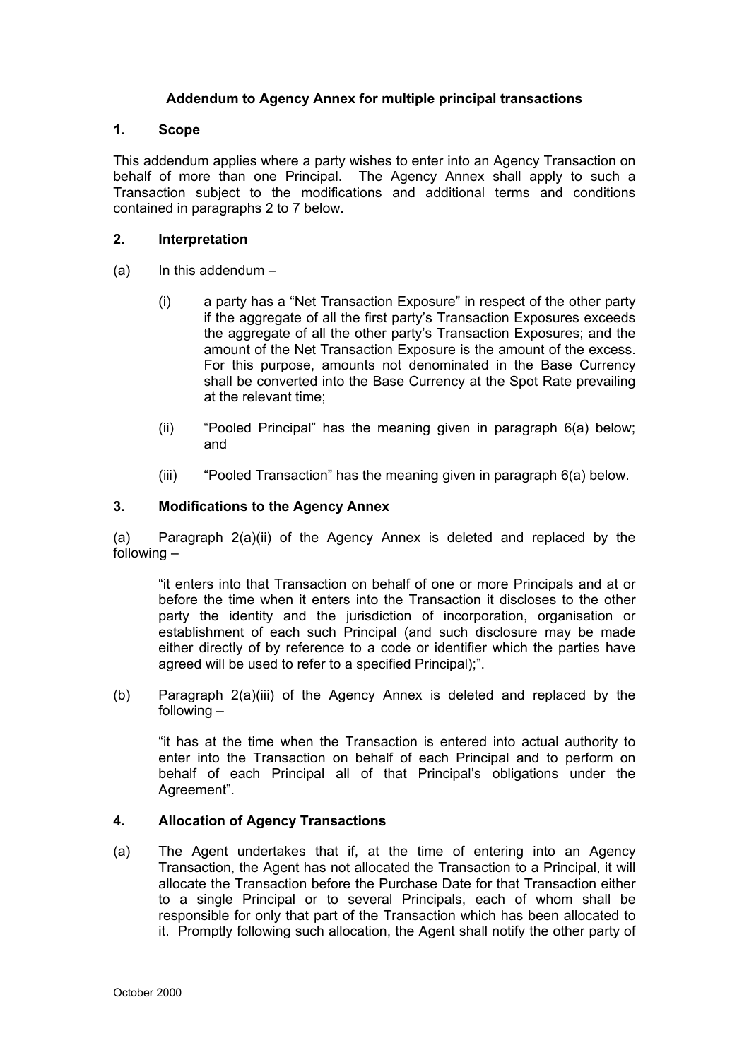**Addendum to Agency Annex for multiple principal transactions**

**1. Scope**

This addendum applies where a party wishes to enter into an Agency Transaction on behalf of more than one Principal. The Agency Annex shall apply to such a Transaction subject to the modifications and additional terms and conditions contained in paragraphs 2 to 7 below.

**2. Interpretation**

(a) In this addendum –

(i) a party has a "Net Transaction Exposure" in respect of the other party if the aggregate of all the first party's Transaction Exposures exceeds the aggregate of all the other party's Transaction Exposures; and the amount of the Net Transaction Exposure is the amount of the excess. For this purpose, amounts not denominated in the Base Currency shall be converted into the Base Currency at the Spot Rate prevailing at the relevant time;

(ii) "Pooled Principal" has the meaning given in paragraph 6(a) below; and

(iii) "Pooled Transaction" has the meaning given in paragraph 6(a) below.

**3. Modifications to the Agency Annex**

(a) Paragraph 2(a)(ii) of the Agency Annex is deleted and replaced by the following –

"it enters into that Transaction on behalf of one or more Principals and at or before the time when it enters into the Transaction it discloses to the other party the identity and the jurisdiction of incorporation, organisation or establishment of each such Principal (and such disclosure may be made either directly of by reference to a code or identifier which the parties have agreed will be used to refer to a specified Principal);".

(b) Paragraph 2(a)(iii) of the Agency Annex is deleted and replaced by the following –

"it has at the time when the Transaction is entered into actual authority to enter into the Transaction on behalf of each Principal and to perform on behalf of each Principal all of that Principal's obligations under the Agreement".

**4. Allocation of Agency Transactions**

(a) The Agent undertakes that if, at the time of entering into an Agency Transaction, the Agent has not allocated the Transaction to a Principal, it will allocate the Transaction before the Purchase Date for that Transaction either to a single Principal or to several Principals, each of whom shall be responsible for only that part of the Transaction which has been allocated to it. Promptly following such allocation, the Agent shall notify the other party of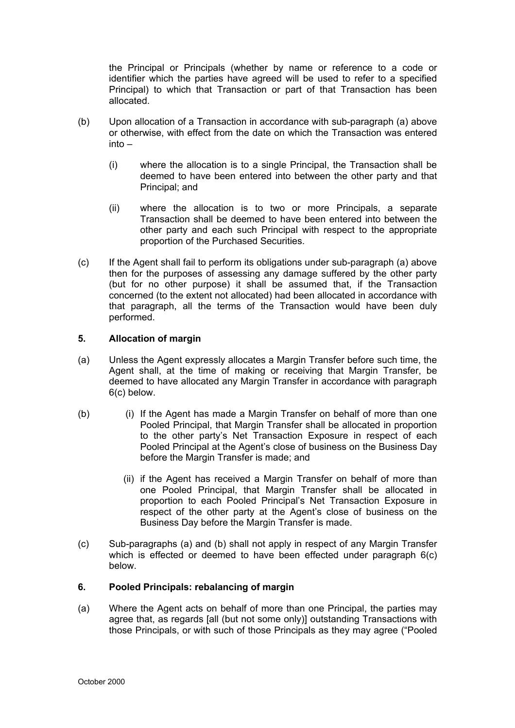the Principal or Principals (whether by name or reference to a code or identifier which the parties have agreed will be used to refer to a specified Principal) to which that Transaction or part of that Transaction has been allocated.

(b) Upon allocation of a Transaction in accordance with sub-paragraph (a) above or otherwise, with effect from the date on which the Transaction was entered into –

   (i) where the allocation is to a single Principal, the Transaction shall be deemed to have been entered into between the other party and that Principal; and

   (ii) where the allocation is to two or more Principals, a separate Transaction shall be deemed to have been entered into between the other party and each such Principal with respect to the appropriate proportion of the Purchased Securities.

(c) If the Agent shall fail to perform its obligations under sub-paragraph (a) above then for the purposes of assessing any damage suffered by the other party (but for no other purpose) it shall be assumed that, if the Transaction concerned (to the extent not allocated) had been allocated in accordance with that paragraph, all the terms of the Transaction would have been duly performed.

### 5. Allocation of margin

(a) Unless the Agent expressly allocates a Margin Transfer before such time, the Agent shall, at the time of making or receiving that Margin Transfer, be deemed to have allocated any Margin Transfer in accordance with paragraph 6(c) below.

(b) (i) If the Agent has made a Margin Transfer on behalf of more than one Pooled Principal, that Margin Transfer shall be allocated in proportion to the other party's Net Transaction Exposure in respect of each Pooled Principal at the Agent's close of business on the Business Day before the Margin Transfer is made; and

   (ii) if the Agent has received a Margin Transfer on behalf of more than one Pooled Principal, that Margin Transfer shall be allocated in proportion to each Pooled Principal's Net Transaction Exposure in respect of the other party at the Agent's close of business on the Business Day before the Margin Transfer is made.

(c) Sub-paragraphs (a) and (b) shall not apply in respect of any Margin Transfer which is effected or deemed to have been effected under paragraph 6(c) below.

### 6. Pooled Principals: rebalancing of margin

(a) Where the Agent acts on behalf of more than one Principal, the parties may agree that, as regards [all (but not some only)] outstanding Transactions with those Principals, or with such of those Principals as they may agree ("Pooled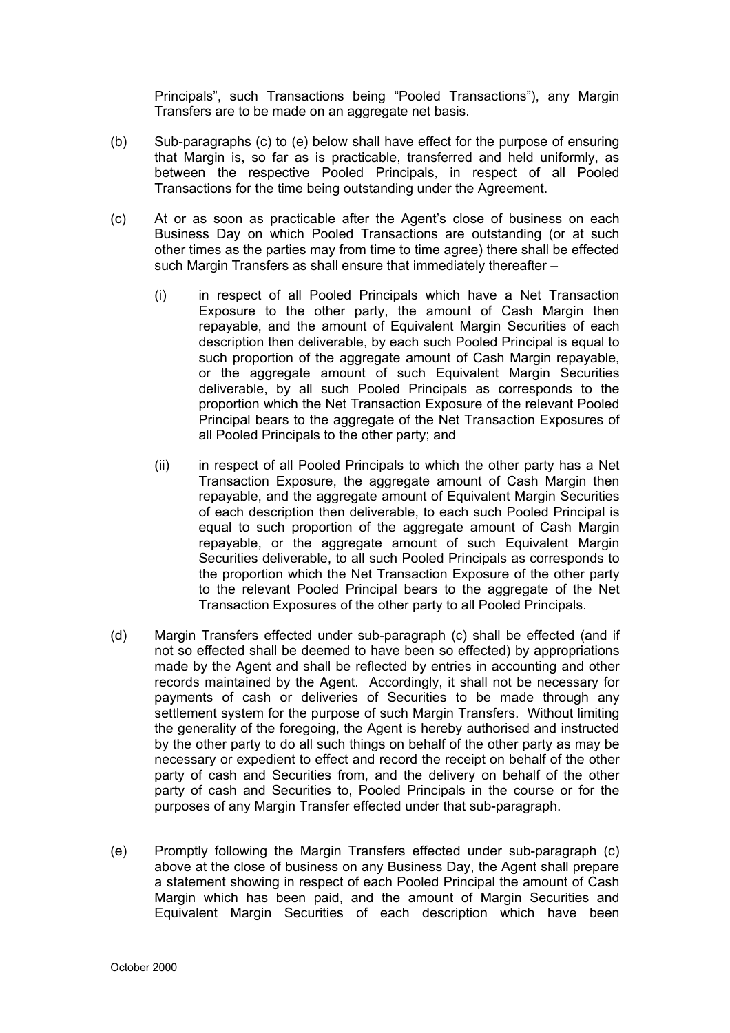Principals", such Transactions being "Pooled Transactions"), any Margin Transfers are to be made on an aggregate net basis.

(b) Sub-paragraphs (c) to (e) below shall have effect for the purpose of ensuring that Margin is, so far as is practicable, transferred and held uniformly, as between the respective Pooled Principals, in respect of all Pooled Transactions for the time being outstanding under the Agreement.

(c) At or as soon as practicable after the Agent's close of business on each Business Day on which Pooled Transactions are outstanding (or at such other times as the parties may from time to time agree) there shall be effected such Margin Transfers as shall ensure that immediately thereafter –

(i) in respect of all Pooled Principals which have a Net Transaction Exposure to the other party, the amount of Cash Margin then repayable, and the amount of Equivalent Margin Securities of each description then deliverable, by each such Pooled Principal is equal to such proportion of the aggregate amount of Cash Margin repayable, or the aggregate amount of such Equivalent Margin Securities deliverable, by all such Pooled Principals as corresponds to the proportion which the Net Transaction Exposure of the relevant Pooled Principal bears to the aggregate of the Net Transaction Exposures of all Pooled Principals to the other party; and

(ii) in respect of all Pooled Principals to which the other party has a Net Transaction Exposure, the aggregate amount of Cash Margin then repayable, and the aggregate amount of Equivalent Margin Securities of each description then deliverable, to each such Pooled Principal is equal to such proportion of the aggregate amount of Cash Margin repayable, or the aggregate amount of such Equivalent Margin Securities deliverable, to all such Pooled Principals as corresponds to the proportion which the Net Transaction Exposure of the other party to the relevant Pooled Principal bears to the aggregate of the Net Transaction Exposures of the other party to all Pooled Principals.

(d) Margin Transfers effected under sub-paragraph (c) shall be effected (and if not so effected shall be deemed to have been so effected) by appropriations made by the Agent and shall be reflected by entries in accounting and other records maintained by the Agent. Accordingly, it shall not be necessary for payments of cash or deliveries of Securities to be made through any settlement system for the purpose of such Margin Transfers. Without limiting the generality of the foregoing, the Agent is hereby authorised and instructed by the other party to do all such things on behalf of the other party as may be necessary or expedient to effect and record the receipt on behalf of the other party of cash and Securities from, and the delivery on behalf of the other party of cash and Securities to, Pooled Principals in the course or for the purposes of any Margin Transfer effected under that sub-paragraph.

(e) Promptly following the Margin Transfers effected under sub-paragraph (c) above at the close of business on any Business Day, the Agent shall prepare a statement showing in respect of each Pooled Principal the amount of Cash Margin which has been paid, and the amount of Margin Securities and Equivalent Margin Securities of each description which have been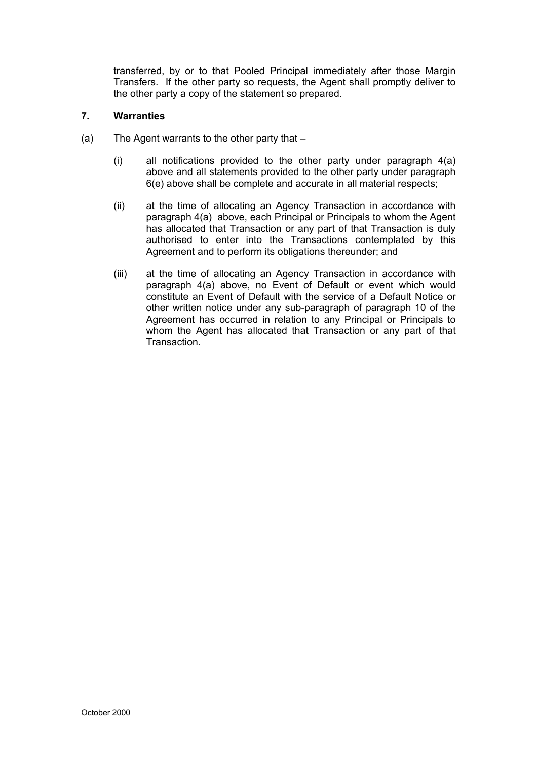transferred, by or to that Pooled Principal immediately after those Margin Transfers. If the other party so requests, the Agent shall promptly deliver to the other party a copy of the statement so prepared.

**7. Warranties**

(a) The Agent warrants to the other party that –

(i) all notifications provided to the other party under paragraph 4(a) above and all statements provided to the other party under paragraph 6(e) above shall be complete and accurate in all material respects;

(ii) at the time of allocating an Agency Transaction in accordance with paragraph 4(a) above, each Principal or Principals to whom the Agent has allocated that Transaction or any part of that Transaction is duly authorised to enter into the Transactions contemplated by this Agreement and to perform its obligations thereunder; and

(iii) at the time of allocating an Agency Transaction in accordance with paragraph 4(a) above, no Event of Default or event which would constitute an Event of Default with the service of a Default Notice or other written notice under any sub-paragraph of paragraph 10 of the Agreement has occurred in relation to any Principal or Principals to whom the Agent has allocated that Transaction or any part of that Transaction.